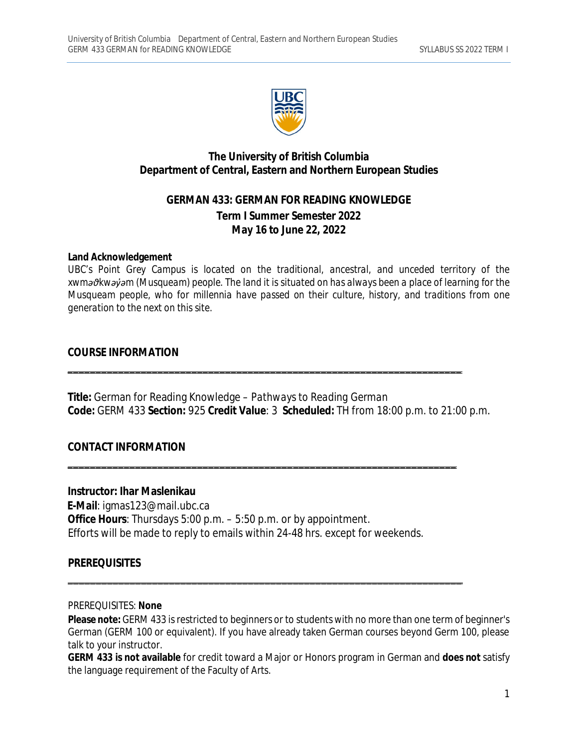# The University of British Columbia
## Department of Central, Eastern and Northern European Studies

## GERMAN 433: GERMAN FOR READING KNOWLEDGE
### Term I Summer Semester 2022
### May 16 to June 22, 2022

**Land Acknowledgement**

*UBC's Point Grey Campus is located on the traditional, ancestral, and unceded territory of the xwməθkwəy̓əm (Musqueam) people. The land it is situated on has always been a place of learning for the Musqueam people, who for millennia have passed on their culture, history, and traditions from one generation to the next on this site.*

## COURSE INFORMATION

---

**Title:** German for Reading Knowledge – *Pathways to Reading German*
**Code:** GERM 433 **Section:** 925 **Credit Value**: 3 **Scheduled:** TH from 18:00 p.m. to 21:00 p.m.

## CONTACT INFORMATION

---

**Instructor: Ihar Maslenikau**
**E-Mail**: igmas123@mail.ubc.ca
**Office Hours**: Thursdays 5:00 p.m. – 5:50 p.m. or by appointment.
Efforts will be made to reply to emails within 24-48 hrs. except for weekends.

## PREREQUISITES

---

PREREQUISITES: **None**

**Please note:** GERM 433 is restricted to beginners or to students with no more than one term of beginner's German (GERM 100 or equivalent). If you have already taken German courses beyond Germ 100, please talk to your instructor.

**GERM 433 is not available** for credit toward a Major or Honors program in German and **does not** satisfy the language requirement of the Faculty of Arts.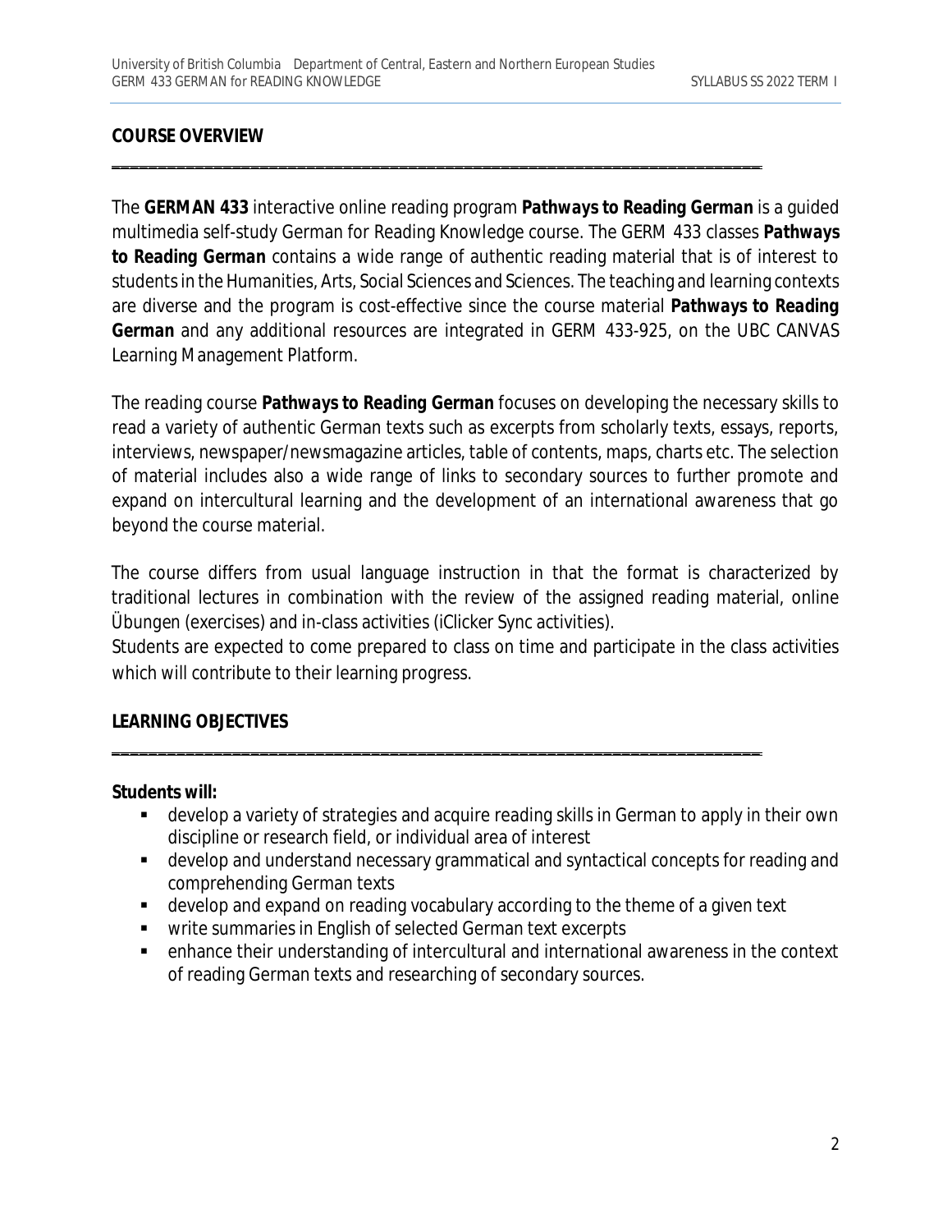## COURSE OVERVIEW

The **GERMAN 433** interactive online reading program **Pathways to Reading German** is a guided multimedia self-study German for Reading Knowledge course. The GERM 433 classes **Pathways to Reading German** contains a wide range of authentic reading material that is of interest to students in the Humanities, Arts, Social Sciences and Sciences. The teaching and learning contexts are diverse and the program is cost-effective since the course material **Pathways to Reading German** and any additional resources are integrated in GERM 433-925, on the UBC CANVAS Learning Management Platform.

The reading course **Pathways to Reading German** focuses on developing the necessary skills to read a variety of authentic German texts such as excerpts from scholarly texts, essays, reports, interviews, newspaper/newsmagazine articles, table of contents, maps, charts etc. The selection of material includes also a wide range of links to secondary sources to further promote and expand on intercultural learning and the development of an international awareness that go beyond the course material.

The course differs from usual language instruction in that the format is characterized by traditional lectures in combination with the review of the assigned reading material, online Übungen (exercises) and in-class activities (iClicker Sync activities).
Students are expected to come prepared to class on time and participate in the class activities which will contribute to their learning progress.

## LEARNING OBJECTIVES

**Students will:**

- develop a variety of strategies and acquire reading skills in German to apply in their own discipline or research field, or individual area of interest
- develop and understand necessary grammatical and syntactical concepts for reading and comprehending German texts
- develop and expand on reading vocabulary according to the theme of a given text
- write summaries in English of selected German text excerpts
- enhance their understanding of intercultural and international awareness in the context of reading German texts and researching of secondary sources.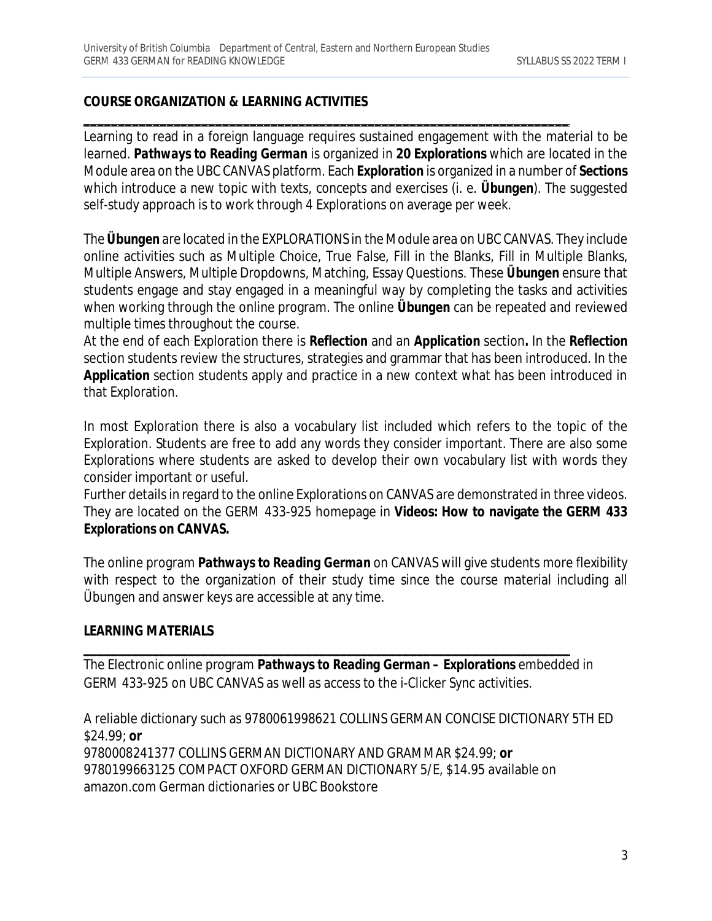## COURSE ORGANIZATION & LEARNING ACTIVITIES

Learning to read in a foreign language requires sustained engagement with the material to be learned. ***Pathways to Reading German*** is organized in **20 Explorations** which are located in the Module area on the UBC CANVAS platform. Each **Exploration** is organized in a number of **Sections** which introduce a new topic with texts, concepts and exercises (i. e. **Übungen**). The suggested self-study approach is to work through 4 Explorations on average per week.

The **Übungen** are located in the EXPLORATIONS in the Module area on UBC CANVAS. They include online activities such as Multiple Choice, True False, Fill in the Blanks, Fill in Multiple Blanks, Multiple Answers, Multiple Dropdowns, Matching, Essay Questions. These **Übungen** ensure that students engage and stay engaged in a meaningful way by completing the tasks and activities when working through the online program. The online **Übungen** can be repeated and reviewed multiple times throughout the course.

At the end of each Exploration there is ***Reflection*** and an ***Application*** section**.** In the **Reflection** section students review the structures, strategies and grammar that has been introduced. In the **Application** section students apply and practice in a new context what has been introduced in that Exploration.

In most Exploration there is also a vocabulary list included which refers to the topic of the Exploration. Students are free to add any words they consider important. There are also some Explorations where students are asked to develop their own vocabulary list with words they consider important or useful.

Further details in regard to the online Explorations on CANVAS are demonstrated in three videos. They are located on the GERM 433-925 homepage in **Videos: How to navigate the GERM 433 Explorations on CANVAS.**

The online program ***Pathways to Reading German*** on CANVAS will give students more flexibility with respect to the organization of their study time since the course material including all Übungen and answer keys are accessible at any time.

## LEARNING MATERIALS

The Electronic online program ***Pathways to Reading German – Explorations*** embedded in GERM 433-925 on UBC CANVAS as well as access to the i-Clicker Sync activities.

A reliable dictionary such as 9780061998621 COLLINS GERMAN CONCISE DICTIONARY 5TH ED $24.99; **or**
9780008241377 COLLINS GERMAN DICTIONARY AND GRAMMAR $24.99; **or**
9780199663125 COMPACT OXFORD GERMAN DICTIONARY 5/E, $14.95 available on amazon.com German dictionaries or UBC Bookstore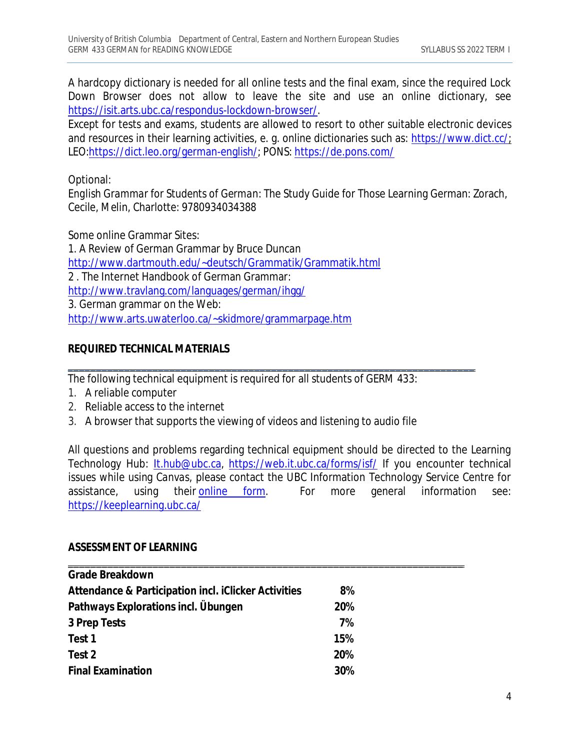A hardcopy dictionary is needed for all online tests and the final exam, since the required Lock Down Browser does not allow to leave the site and use an online dictionary, see https://isit.arts.ubc.ca/respondus-lockdown-browser/.
Except for tests and exams, students are allowed to resort to other suitable electronic devices and resources in their learning activities, e. g. online dictionaries such as: https://www.dict.cc/; LEO:https://dict.leo.org/german-english/; PONS: https://de.pons.com/

Optional:
English Grammar for Students of German: The Study Guide for Those Learning German: Zorach, Cecile, Melin, Charlotte: 9780934034388

Some online Grammar Sites:
1. A Review of German Grammar by Bruce Duncan
http://www.dartmouth.edu/~deutsch/Grammatik/Grammatik.html
2 . The Internet Handbook of German Grammar:
http://www.travlang.com/languages/german/ihgg/
3. German grammar on the Web:
http://www.arts.uwaterloo.ca/~skidmore/grammarpage.htm

**REQUIRED TECHNICAL MATERIALS**

The following technical equipment is required for all students of GERM 433:

1. A reliable computer
2. Reliable access to the internet
3. A browser that supports the viewing of videos and listening to audio file

All questions and problems regarding technical equipment should be directed to the Learning Technology Hub: lt.hub@ubc.ca, https://web.it.ubc.ca/forms/isf/ If you encounter technical issues while using Canvas, please contact the UBC Information Technology Service Centre for assistance, using their online form. For more general information see: https://keeplearning.ubc.ca/

**ASSESSMENT OF LEARNING**

| **Grade Breakdown** | |
|---|---|
| **Attendance & Participation incl. iClicker Activities** | **8%** |
| **Pathways Explorations incl. Übungen** | **20%** |
| **3 Prep Tests** | **7%** |
| **Test 1** | **15%** |
| **Test 2** | **20%** |
| **Final Examination** | **30%** |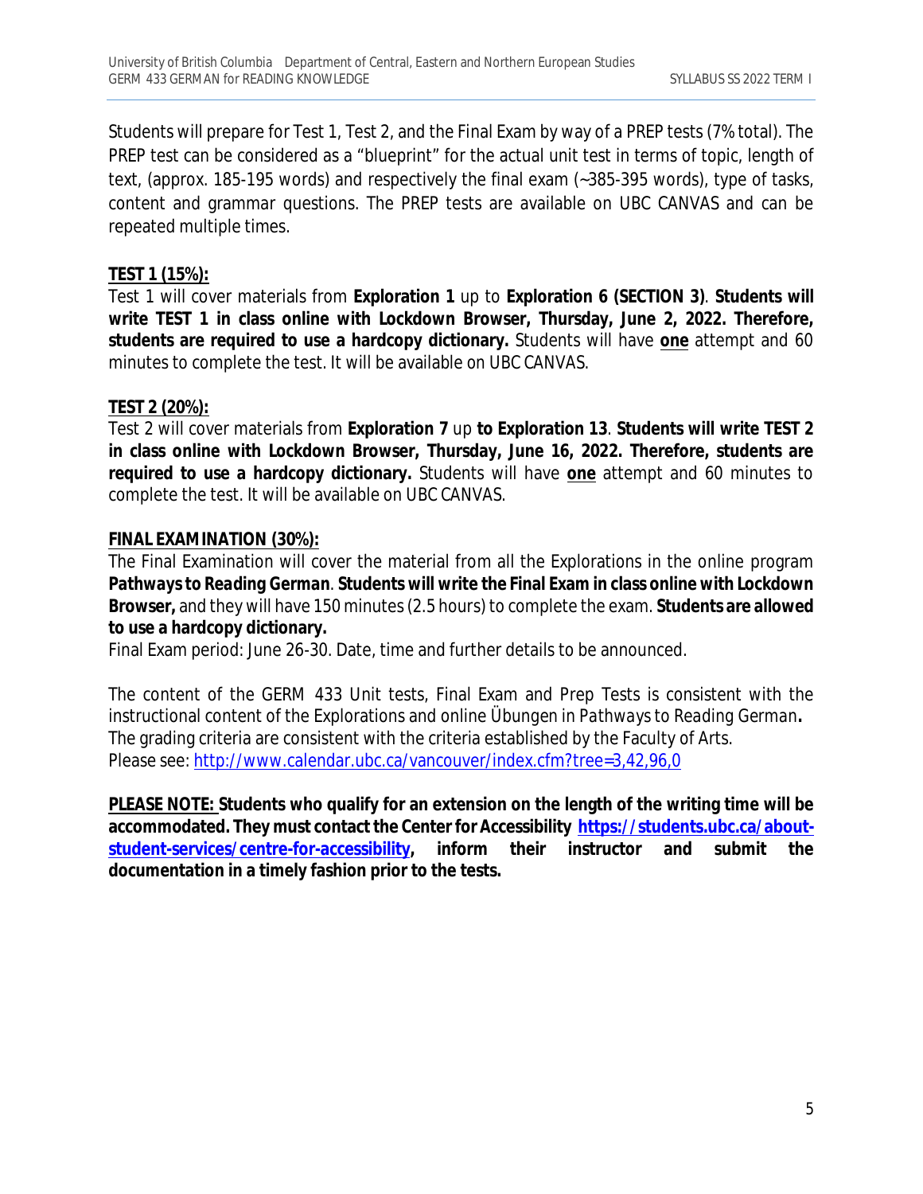Students will prepare for Test 1, Test 2, and the Final Exam by way of a PREP tests (7% total). The PREP test can be considered as a "blueprint" for the actual unit test in terms of topic, length of text, (approx. 185-195 words) and respectively the final exam (~385-395 words), type of tasks, content and grammar questions. The PREP tests are available on UBC CANVAS and can be repeated multiple times.

**TEST 1 (15%):**

Test 1 will cover materials from **Exploration 1** up to **Exploration 6 (SECTION 3)**. **Students will write TEST 1 in class online with Lockdown Browser, Thursday, June 2, 2022. Therefore, students are required to use a hardcopy dictionary.** Students will have **one** attempt and 60 minutes to complete the test. It will be available on UBC CANVAS.

**TEST 2 (20%):**

Test 2 will cover materials from **Exploration 7** up **to Exploration 13**. **Students will write TEST 2 in class online with Lockdown Browser, Thursday, June 16, 2022. Therefore, students are required to use a hardcopy dictionary.** Students will have **one** attempt and 60 minutes to complete the test. It will be available on UBC CANVAS.

**FINAL EXAMINATION (30%):**

The Final Examination will cover the material from all the Explorations in the online program ***Pathways to Reading German***. **Students will write the Final Exam in class online with Lockdown Browser,** and they will have 150 minutes (2.5 hours) to complete the exam. **Students are allowed to use a hardcopy dictionary.**

Final Exam period: June 26-30. Date, time and further details to be announced.

The content of the GERM 433 Unit tests, Final Exam and Prep Tests is consistent with the instructional content of the Explorations and online Übungen in *Pathways to Reading German***.**
The grading criteria are consistent with the criteria established by the Faculty of Arts.
Please see: http://www.calendar.ubc.ca/vancouver/index.cfm?tree=3,42,96,0

**PLEASE NOTE: Students who qualify for an extension on the length of the writing time will be accommodated. They must contact the Center for Accessibility https://students.ubc.ca/about-student-services/centre-for-accessibility, inform their instructor and submit the documentation in a timely fashion prior to the tests.**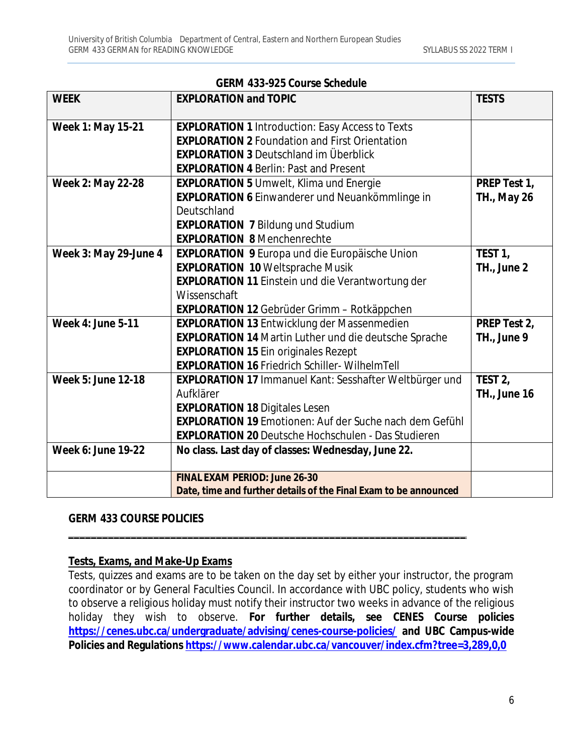## GERM 433-925 Course Schedule

| WEEK | EXPLORATION and TOPIC | TESTS |
|---|---|---|
| **Week 1: May 15-21** | **EXPLORATION 1** Introduction: Easy Access to Texts<br>**EXPLORATION 2** Foundation and First Orientation<br>**EXPLORATION 3** Deutschland im Überblick<br>**EXPLORATION 4** Berlin: Past and Present | |
| **Week 2: May 22-28** | **EXPLORATION 5** Umwelt, Klima und Energie<br>**EXPLORATION 6** Einwanderer und Neuankömmlinge in Deutschland<br>**EXPLORATION 7** Bildung und Studium<br>**EXPLORATION 8** Menchenrechte | **PREP Test 1, TH., May 26** |
| **Week 3: May 29-June 4** | **EXPLORATION 9** Europa und die Europäische Union<br>**EXPLORATION 10** Weltsprache Musik<br>**EXPLORATION 11** Einstein und die Verantwortung der Wissenschaft<br>**EXPLORATION 12** Gebrüder Grimm – Rotkäppchen | **TEST 1, TH., June 2** |
| **Week 4: June 5-11** | **EXPLORATION 13** Entwicklung der Massenmedien<br>**EXPLORATION 14** Martin Luther und die deutsche Sprache<br>**EXPLORATION 15** Ein originales Rezept<br>**EXPLORATION 16** Friedrich Schiller- WilhelmTell | **PREP Test 2, TH., June 9** |
| **Week 5: June 12-18** | **EXPLORATION 17** Immanuel Kant: Sesshafter Weltbürger und Aufklärer<br>**EXPLORATION 18** Digitales Lesen<br>**EXPLORATION 19** Emotionen: Auf der Suche nach dem Gefühl<br>**EXPLORATION 20** Deutsche Hochschulen - Das Studieren | **TEST 2, TH., June 16** |
| **Week 6: June 19-22** | **No class. Last day of classes: Wednesday, June 22.** | |
| | **FINAL EXAM PERIOD: June 26-30**<br>**Date, time and further details of the Final Exam to be announced** | |

## GERM 433 COURSE POLICIES

---

### Tests, Exams, and Make-Up Exams

Tests, quizzes and exams are to be taken on the day set by either your instructor, the program coordinator or by General Faculties Council. In accordance with UBC policy, students who wish to observe a religious holiday must notify their instructor two weeks in advance of the religious holiday they wish to observe. **For further details, see CENES Course policies https://cenes.ubc.ca/undergraduate/advising/cenes-course-policies/ and UBC Campus-wide Policies and Regulations https://www.calendar.ubc.ca/vancouver/index.cfm?tree=3,289,0,0**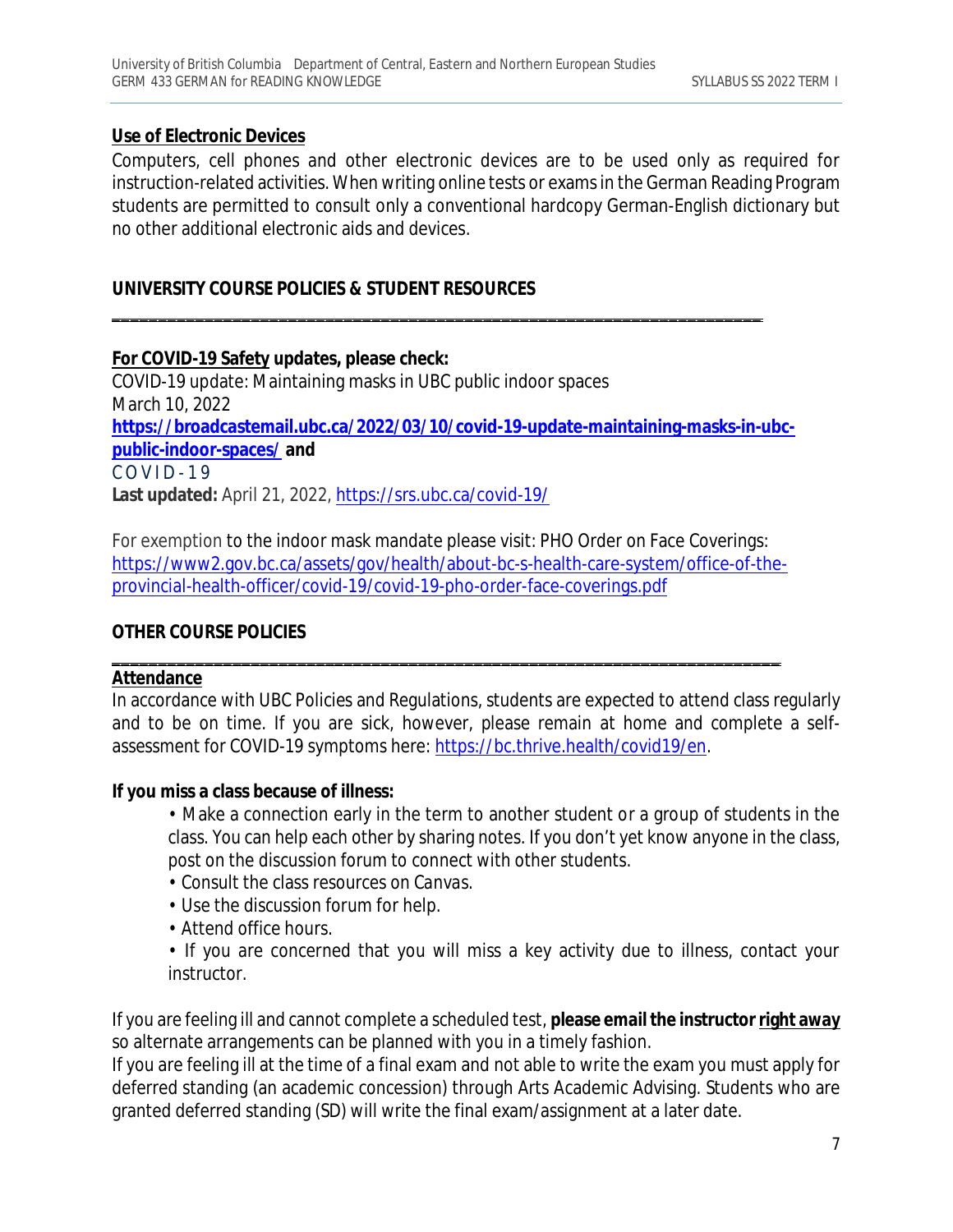**Use of Electronic Devices**

Computers, cell phones and other electronic devices are to be used only as required for instruction-related activities. When writing online tests or exams in the German Reading Program students are permitted to consult only a conventional hardcopy German-English dictionary but no other additional electronic aids and devices.

## UNIVERSITY COURSE POLICIES & STUDENT RESOURCES

**For COVID-19 Safety updates, please check:**

COVID-19 update: Maintaining masks in UBC public indoor spaces

March 10, 2022

**https://broadcastemail.ubc.ca/2022/03/10/covid-19-update-maintaining-masks-in-ubc-public-indoor-spaces/ and**

COVID-19

**Last updated:** April 21, 2022, https://srs.ubc.ca/covid-19/

For exemption to the indoor mask mandate please visit: PHO Order on Face Coverings: https://www2.gov.bc.ca/assets/gov/health/about-bc-s-health-care-system/office-of-the-provincial-health-officer/covid-19/covid-19-pho-order-face-coverings.pdf

## OTHER COURSE POLICIES

**Attendance**

In accordance with UBC Policies and Regulations, students are expected to attend class regularly and to be on time. If you are sick, however, please remain at home and complete a self-assessment for COVID-19 symptoms here: https://bc.thrive.health/covid19/en.

**If you miss a class because of illness:**

- Make a connection early in the term to another student or a group of students in the class. You can help each other by sharing notes. If you don't yet know anyone in the class, post on the discussion forum to connect with other students.
- Consult the class resources on Canvas.
- Use the discussion forum for help.
- Attend office hours.
- If you are concerned that you will miss a key activity due to illness, contact your instructor.

If you are feeling ill and cannot complete a scheduled test, **please email the instructor right away** so alternate arrangements can be planned with you in a timely fashion.

If you are feeling ill at the time of a final exam and not able to write the exam you must apply for deferred standing (an academic concession) through Arts Academic Advising. Students who are granted deferred standing (SD) will write the final exam/assignment at a later date.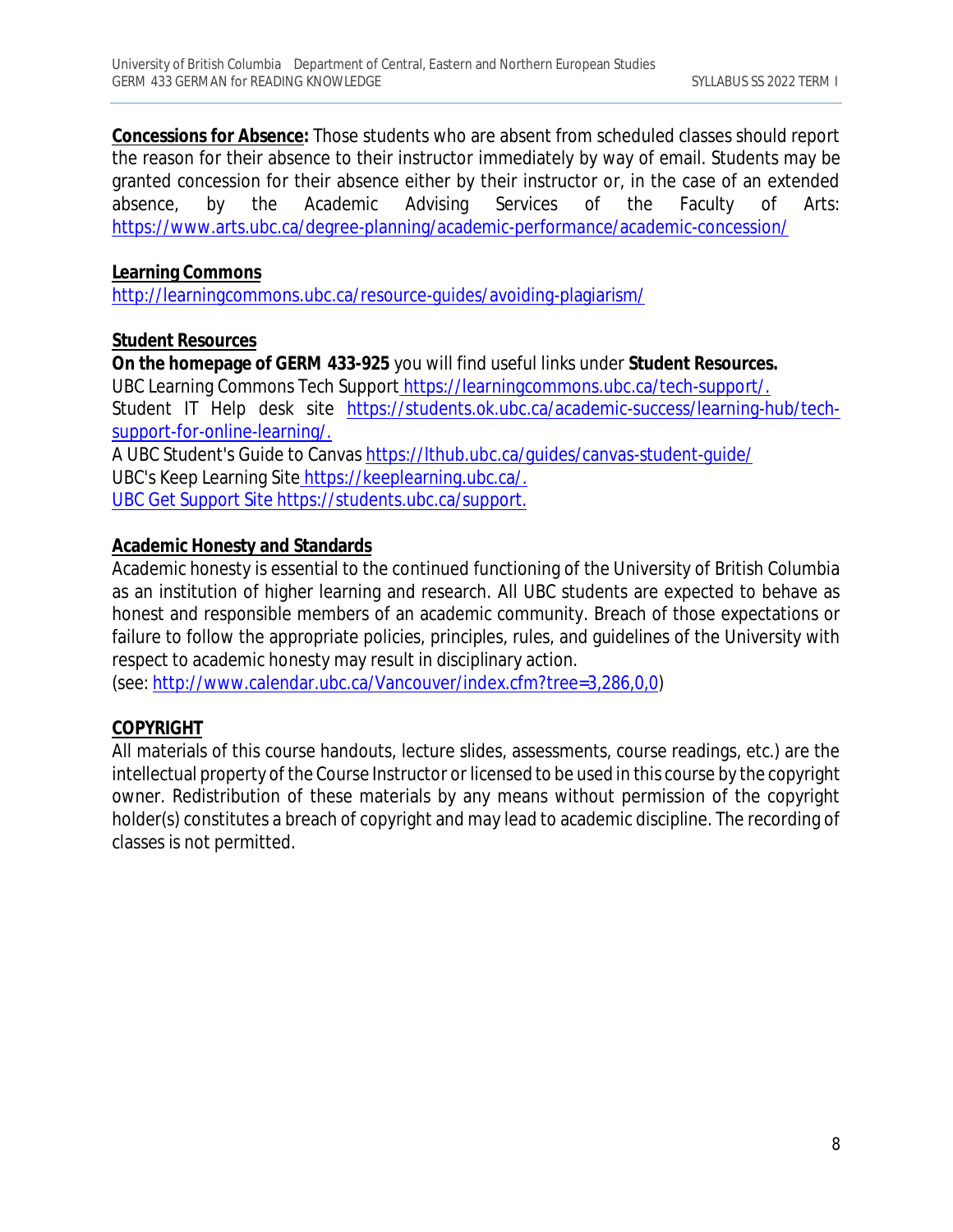**Concessions for Absence:** Those students who are absent from scheduled classes should report the reason for their absence to their instructor immediately by way of email. Students may be granted concession for their absence either by their instructor or, in the case of an extended absence, by the Academic Advising Services of the Faculty of Arts: https://www.arts.ubc.ca/degree-planning/academic-performance/academic-concession/

**Learning Commons**
http://learningcommons.ubc.ca/resource-guides/avoiding-plagiarism/

**Student Resources**
**On the homepage of GERM 433-925** you will find useful links under **Student Resources.**
UBC Learning Commons Tech Support https://learningcommons.ubc.ca/tech-support/.
Student IT Help desk site https://students.ok.ubc.ca/academic-success/learning-hub/tech-support-for-online-learning/.
A UBC Student's Guide to Canvas https://lthub.ubc.ca/guides/canvas-student-guide/
UBC's Keep Learning Site https://keeplearning.ubc.ca/.
UBC Get Support Site https://students.ubc.ca/support.

**Academic Honesty and Standards**
Academic honesty is essential to the continued functioning of the University of British Columbia as an institution of higher learning and research. All UBC students are expected to behave as honest and responsible members of an academic community. Breach of those expectations or failure to follow the appropriate policies, principles, rules, and guidelines of the University with respect to academic honesty may result in disciplinary action.
(see: http://www.calendar.ubc.ca/Vancouver/index.cfm?tree=3,286,0,0)

**COPYRIGHT**
All materials of this course handouts, lecture slides, assessments, course readings, etc.) are the intellectual property of the Course Instructor or licensed to be used in this course by the copyright owner. Redistribution of these materials by any means without permission of the copyright holder(s) constitutes a breach of copyright and may lead to academic discipline. The recording of classes is not permitted.